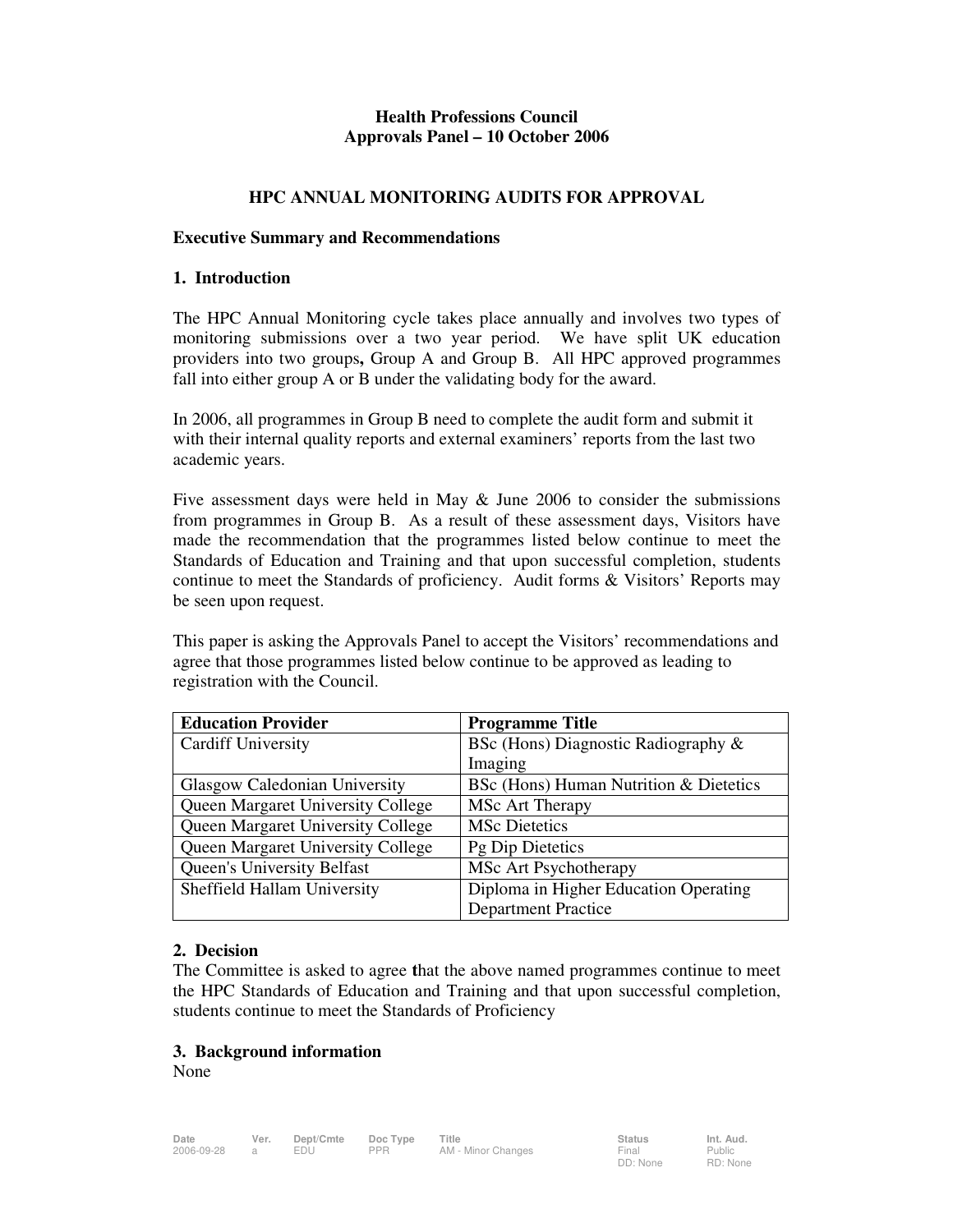**Health Professions Council**
**Approvals Panel – 10 October 2006**

# HPC ANNUAL MONITORING AUDITS FOR APPROVAL

**Executive Summary and Recommendations**

## 1. Introduction

The HPC Annual Monitoring cycle takes place annually and involves two types of monitoring submissions over a two year period. We have split UK education providers into two groups**,** Group A and Group B. All HPC approved programmes fall into either group A or B under the validating body for the award.

In 2006, all programmes in Group B need to complete the audit form and submit it with their internal quality reports and external examiners' reports from the last two academic years.

Five assessment days were held in May & June 2006 to consider the submissions from programmes in Group B. As a result of these assessment days, Visitors have made the recommendation that the programmes listed below continue to meet the Standards of Education and Training and that upon successful completion, students continue to meet the Standards of proficiency. Audit forms & Visitors' Reports may be seen upon request.

This paper is asking the Approvals Panel to accept the Visitors' recommendations and agree that those programmes listed below continue to be approved as leading to registration with the Council.

| Education Provider | Programme Title |
|---|---|
| Cardiff University | BSc (Hons) Diagnostic Radiography & Imaging |
| Glasgow Caledonian University | BSc (Hons) Human Nutrition & Dietetics |
| Queen Margaret University College | MSc Art Therapy |
| Queen Margaret University College | MSc Dietetics |
| Queen Margaret University College | Pg Dip Dietetics |
| Queen's University Belfast | MSc Art Psychotherapy |
| Sheffield Hallam University | Diploma in Higher Education Operating Department Practice |

## 2. Decision

The Committee is asked to agree that the above named programmes continue to meet the HPC Standards of Education and Training and that upon successful completion, students continue to meet the Standards of Proficiency

## 3. Background information

None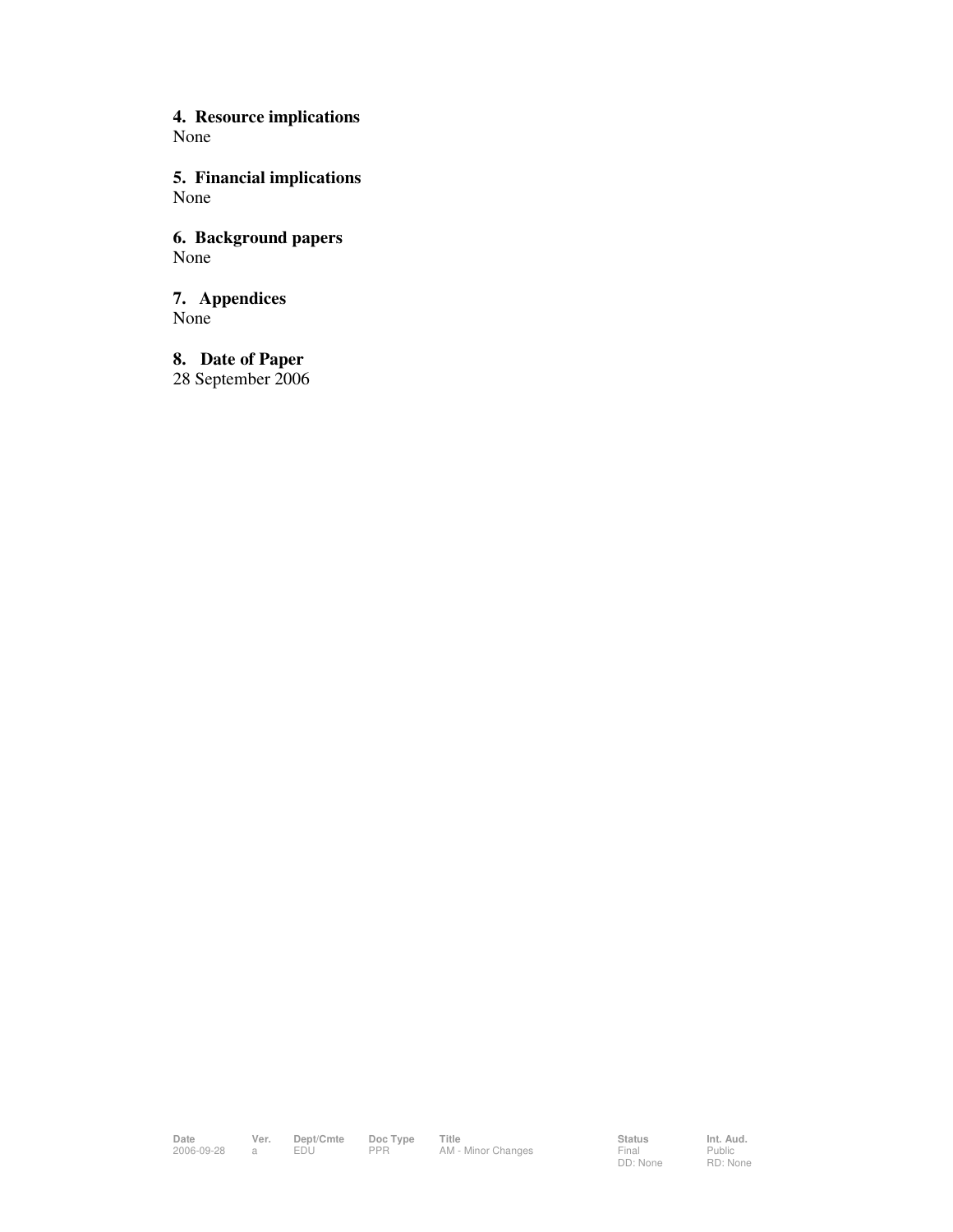**4. Resource implications**
None

**5. Financial implications**
None

**6. Background papers**
None

**7. Appendices**
None

**8. Date of Paper**
28 September 2006